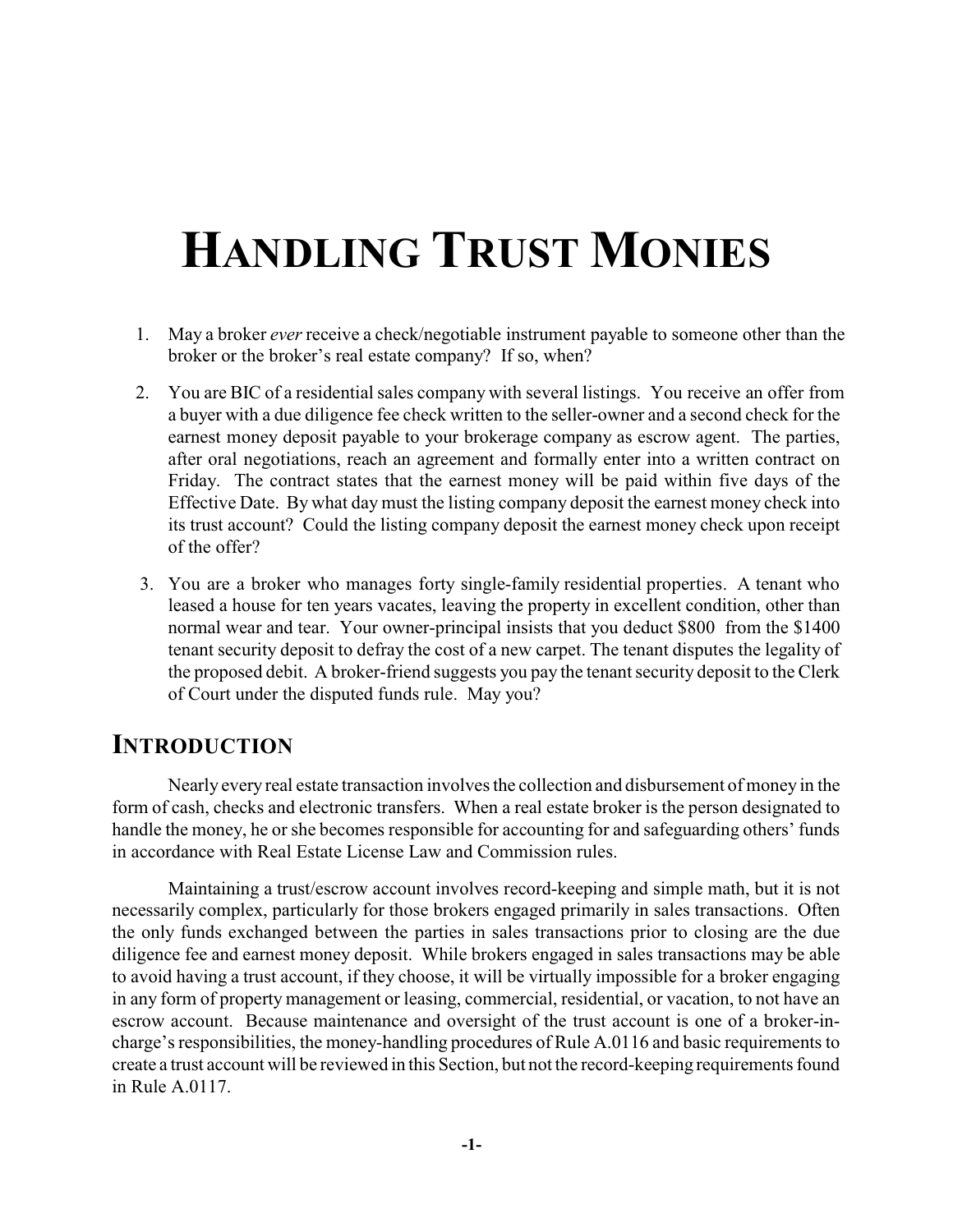# HANDLING TRUST MONIES

1. May a broker *ever* receive a check/negotiable instrument payable to someone other than the broker or the broker's real estate company? If so, when?

2. You are BIC of a residential sales company with several listings. You receive an offer from a buyer with a due diligence fee check written to the seller-owner and a second check for the earnest money deposit payable to your brokerage company as escrow agent. The parties, after oral negotiations, reach an agreement and formally enter into a written contract on Friday. The contract states that the earnest money will be paid within five days of the Effective Date. By what day must the listing company deposit the earnest money check into its trust account? Could the listing company deposit the earnest money check upon receipt of the offer?

3. You are a broker who manages forty single-family residential properties. A tenant who leased a house for ten years vacates, leaving the property in excellent condition, other than normal wear and tear. Your owner-principal insists that you deduct $800 from the $1400 tenant security deposit to defray the cost of a new carpet. The tenant disputes the legality of the proposed debit. A broker-friend suggests you pay the tenant security deposit to the Clerk of Court under the disputed funds rule. May you?

## INTRODUCTION

Nearly every real estate transaction involves the collection and disbursement of money in the form of cash, checks and electronic transfers. When a real estate broker is the person designated to handle the money, he or she becomes responsible for accounting for and safeguarding others' funds in accordance with Real Estate License Law and Commission rules.

Maintaining a trust/escrow account involves record-keeping and simple math, but it is not necessarily complex, particularly for those brokers engaged primarily in sales transactions. Often the only funds exchanged between the parties in sales transactions prior to closing are the due diligence fee and earnest money deposit. While brokers engaged in sales transactions may be able to avoid having a trust account, if they choose, it will be virtually impossible for a broker engaging in any form of property management or leasing, commercial, residential, or vacation, to not have an escrow account. Because maintenance and oversight of the trust account is one of a broker-in-charge's responsibilities, the money-handling procedures of Rule A.0116 and basic requirements to create a trust account will be reviewed in this Section, but not the record-keeping requirements found in Rule A.0117.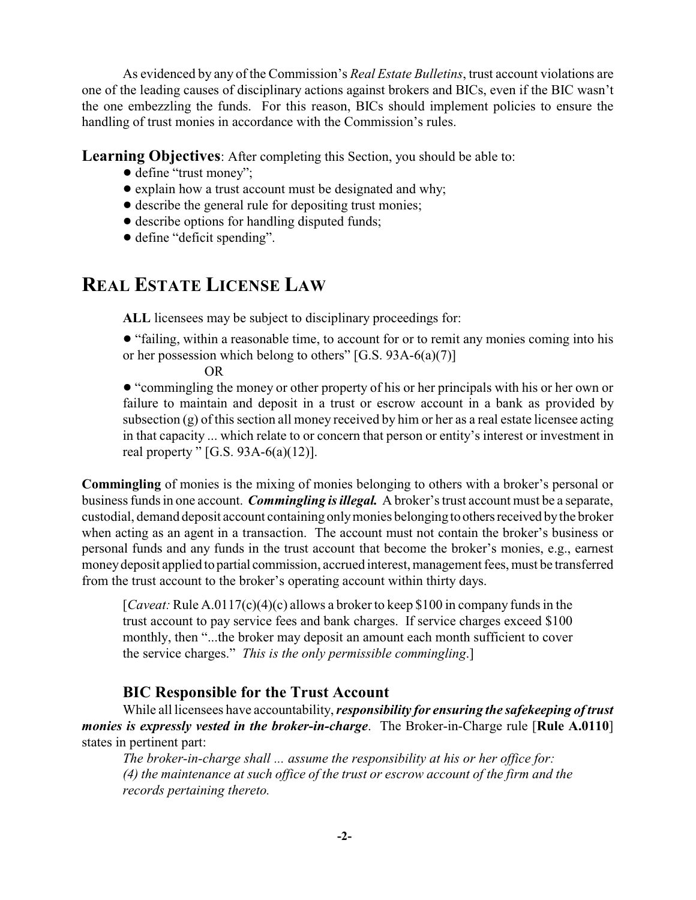As evidenced by any of the Commission's *Real Estate Bulletins*, trust account violations are one of the leading causes of disciplinary actions against brokers and BICs, even if the BIC wasn't the one embezzling the funds. For this reason, BICs should implement policies to ensure the handling of trust monies in accordance with the Commission's rules.

**Learning Objectives**: After completing this Section, you should be able to:

- define "trust money";
- explain how a trust account must be designated and why;
- describe the general rule for depositing trust monies;
- describe options for handling disputed funds;
- define "deficit spending".

# REAL ESTATE LICENSE LAW

**ALL** licensees may be subject to disciplinary proceedings for:

- "failing, within a reasonable time, to account for or to remit any monies coming into his or her possession which belong to others" [G.S. 93A-6(a)(7)]

OR

- "commingling the money or other property of his or her principals with his or her own or failure to maintain and deposit in a trust or escrow account in a bank as provided by subsection (g) of this section all money received by him or her as a real estate licensee acting in that capacity ... which relate to or concern that person or entity's interest or investment in real property " [G.S. 93A-6(a)(12)].

**Commingling** of monies is the mixing of monies belonging to others with a broker's personal or business funds in one account. ***Commingling is illegal.*** A broker's trust account must be a separate, custodial, demand deposit account containing only monies belonging to others received by the broker when acting as an agent in a transaction. The account must not contain the broker's business or personal funds and any funds in the trust account that become the broker's monies, e.g., earnest money deposit applied to partial commission, accrued interest, management fees, must be transferred from the trust account to the broker's operating account within thirty days.

[*Caveat:* Rule A.0117(c)(4)(c) allows a broker to keep $100 in company funds in the trust account to pay service fees and bank charges. If service charges exceed $100 monthly, then "...the broker may deposit an amount each month sufficient to cover the service charges." *This is the only permissible commingling*.]

### BIC Responsible for the Trust Account

While all licensees have accountability, ***responsibility for ensuring the safekeeping of trust monies is expressly vested in the broker-in-charge***. The Broker-in-Charge rule [**Rule A.0110**] states in pertinent part:

*The broker-in-charge shall ... assume the responsibility at his or her office for:*
*(4) the maintenance at such office of the trust or escrow account of the firm and the records pertaining thereto.*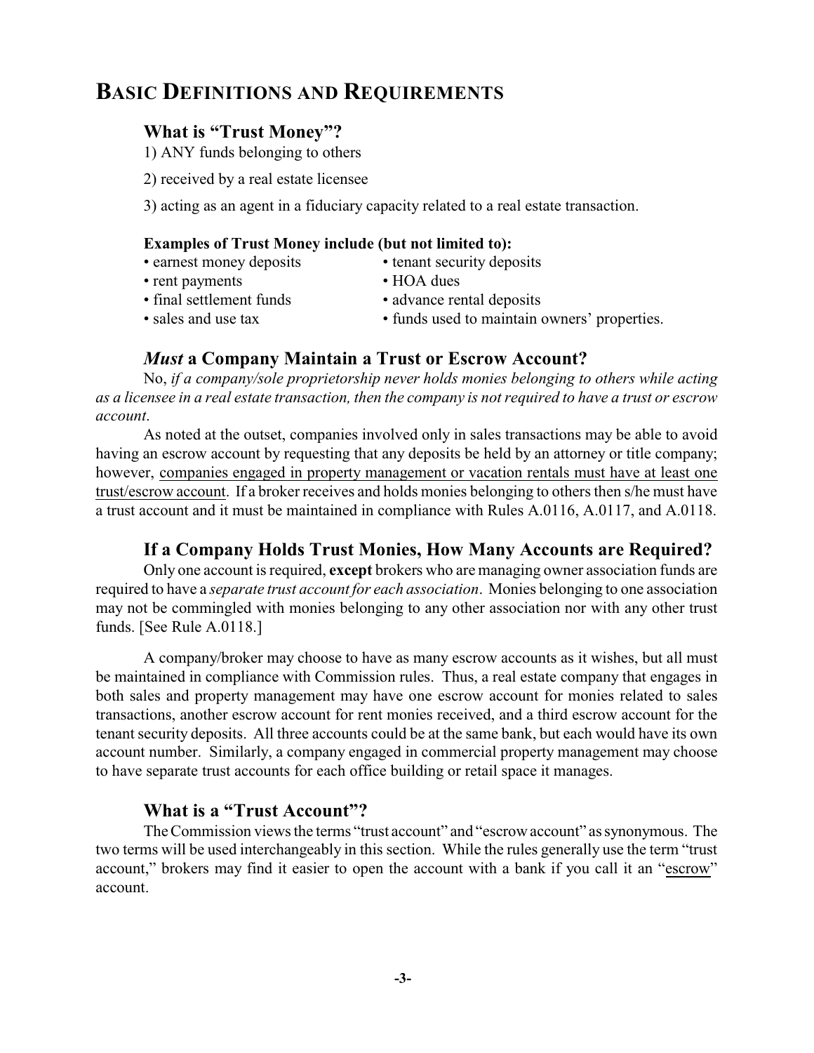# Basic Definitions and Requirements

### What is "Trust Money"?

1) ANY funds belonging to others

2) received by a real estate licensee

3) acting as an agent in a fiduciary capacity related to a real estate transaction.

**Examples of Trust Money include (but not limited to):**

- earnest money deposits
- tenant security deposits
- rent payments
- HOA dues
- final settlement funds
- advance rental deposits
- sales and use tax
- funds used to maintain owners' properties.

### *Must* a Company Maintain a Trust or Escrow Account?

No, *if a company/sole proprietorship never holds monies belonging to others while acting as a licensee in a real estate transaction, then the company is not required to have a trust or escrow account*.

As noted at the outset, companies involved only in sales transactions may be able to avoid having an escrow account by requesting that any deposits be held by an attorney or title company; however, companies engaged in property management or vacation rentals must have at least one trust/escrow account. If a broker receives and holds monies belonging to others then s/he must have a trust account and it must be maintained in compliance with Rules A.0116, A.0117, and A.0118.

### If a Company Holds Trust Monies, How Many Accounts are Required?

Only one account is required, **except** brokers who are managing owner association funds are required to have a *separate trust account for each association*. Monies belonging to one association may not be commingled with monies belonging to any other association nor with any other trust funds. [See Rule A.0118.]

A company/broker may choose to have as many escrow accounts as it wishes, but all must be maintained in compliance with Commission rules. Thus, a real estate company that engages in both sales and property management may have one escrow account for monies related to sales transactions, another escrow account for rent monies received, and a third escrow account for the tenant security deposits. All three accounts could be at the same bank, but each would have its own account number. Similarly, a company engaged in commercial property management may choose to have separate trust accounts for each office building or retail space it manages.

### What is a "Trust Account"?

The Commission views the terms "trust account" and "escrow account" as synonymous. The two terms will be used interchangeably in this section. While the rules generally use the term "trust account," brokers may find it easier to open the account with a bank if you call it an "escrow" account.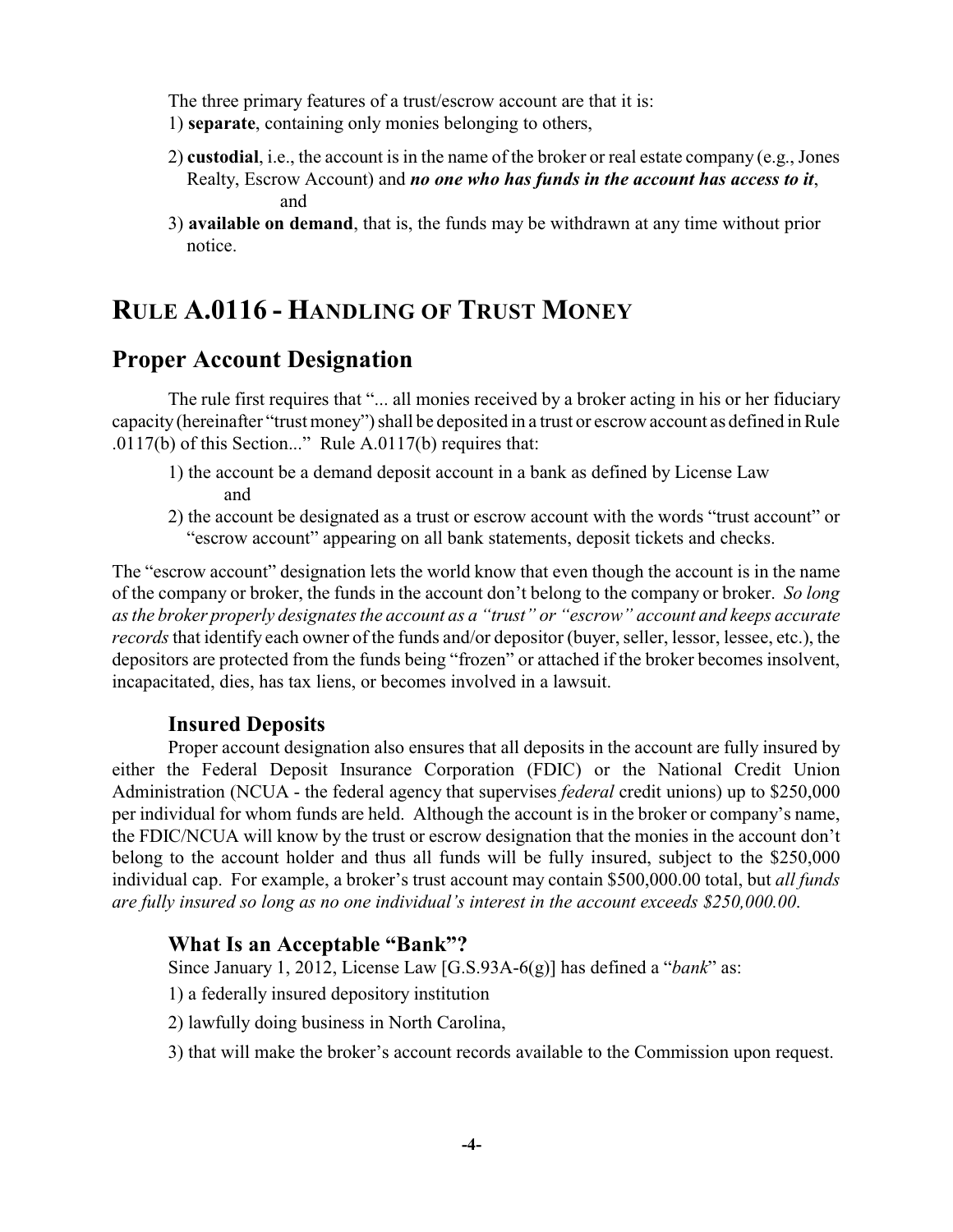The three primary features of a trust/escrow account are that it is:

1) **separate**, containing only monies belonging to others,

2) **custodial**, i.e., the account is in the name of the broker or real estate company (e.g., Jones Realty, Escrow Account) and ***no one who has funds in the account has access to it***, and

3) **available on demand**, that is, the funds may be withdrawn at any time without prior notice.

# RULE A.0116 - HANDLING OF TRUST MONEY

## Proper Account Designation

The rule first requires that "... all monies received by a broker acting in his or her fiduciary capacity (hereinafter "trust money") shall be deposited in a trust or escrow account as defined in Rule .0117(b) of this Section..." Rule A.0117(b) requires that:

1) the account be a demand deposit account in a bank as defined by License Law and

2) the account be designated as a trust or escrow account with the words "trust account" or "escrow account" appearing on all bank statements, deposit tickets and checks.

The "escrow account" designation lets the world know that even though the account is in the name of the company or broker, the funds in the account don't belong to the company or broker. *So long as the broker properly designates the account as a "trust" or "escrow" account and keeps accurate records* that identify each owner of the funds and/or depositor (buyer, seller, lessor, lessee, etc.), the depositors are protected from the funds being "frozen" or attached if the broker becomes insolvent, incapacitated, dies, has tax liens, or becomes involved in a lawsuit.

### Insured Deposits

Proper account designation also ensures that all deposits in the account are fully insured by either the Federal Deposit Insurance Corporation (FDIC) or the National Credit Union Administration (NCUA - the federal agency that supervises *federal* credit unions) up to $250,000 per individual for whom funds are held. Although the account is in the broker or company's name, the FDIC/NCUA will know by the trust or escrow designation that the monies in the account don't belong to the account holder and thus all funds will be fully insured, subject to the $250,000 individual cap. For example, a broker's trust account may contain $500,000.00 total, but *all funds are fully insured so long as no one individual's interest in the account exceeds $250,000.00*.

### What Is an Acceptable "Bank"?

Since January 1, 2012, License Law [G.S.93A-6(g)] has defined a "*bank*" as:

1) a federally insured depository institution

2) lawfully doing business in North Carolina,

3) that will make the broker's account records available to the Commission upon request.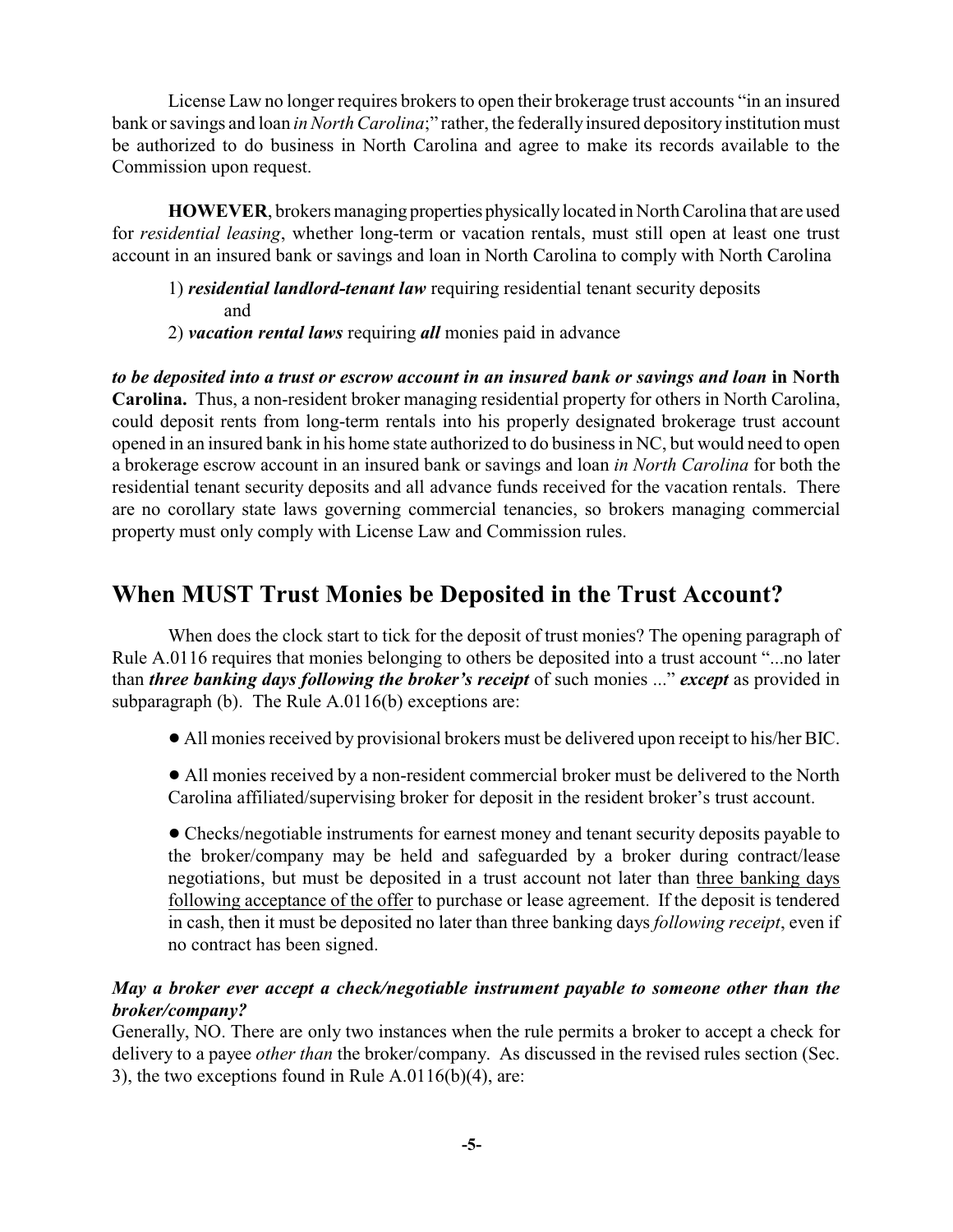License Law no longer requires brokers to open their brokerage trust accounts "in an insured bank or savings and loan *in North Carolina*;" rather, the federally insured depository institution must be authorized to do business in North Carolina and agree to make its records available to the Commission upon request.

**HOWEVER**, brokers managing properties physically located in North Carolina that are used for *residential leasing*, whether long-term or vacation rentals, must still open at least one trust account in an insured bank or savings and loan in North Carolina to comply with North Carolina

1) ***residential landlord-tenant law*** requiring residential tenant security deposits and
2) ***vacation rental laws*** requiring ***all*** monies paid in advance

***to be deposited into a trust or escrow account in an insured bank or savings and loan* in North Carolina.** Thus, a non-resident broker managing residential property for others in North Carolina, could deposit rents from long-term rentals into his properly designated brokerage trust account opened in an insured bank in his home state authorized to do business in NC, but would need to open a brokerage escrow account in an insured bank or savings and loan *in North Carolina* for both the residential tenant security deposits and all advance funds received for the vacation rentals. There are no corollary state laws governing commercial tenancies, so brokers managing commercial property must only comply with License Law and Commission rules.

## When MUST Trust Monies be Deposited in the Trust Account?

When does the clock start to tick for the deposit of trust monies? The opening paragraph of Rule A.0116 requires that monies belonging to others be deposited into a trust account "...no later than ***three banking days following the broker's receipt*** of such monies ..." ***except*** as provided in subparagraph (b). The Rule A.0116(b) exceptions are:

- All monies received by provisional brokers must be delivered upon receipt to his/her BIC.
- All monies received by a non-resident commercial broker must be delivered to the North Carolina affiliated/supervising broker for deposit in the resident broker's trust account.
- Checks/negotiable instruments for earnest money and tenant security deposits payable to the broker/company may be held and safeguarded by a broker during contract/lease negotiations, but must be deposited in a trust account not later than three banking days following acceptance of the offer to purchase or lease agreement. If the deposit is tendered in cash, then it must be deposited no later than three banking days *following receipt*, even if no contract has been signed.

***May a broker ever accept a check/negotiable instrument payable to someone other than the broker/company?***

Generally, NO. There are only two instances when the rule permits a broker to accept a check for delivery to a payee *other than* the broker/company. As discussed in the revised rules section (Sec. 3), the two exceptions found in Rule A.0116(b)(4), are: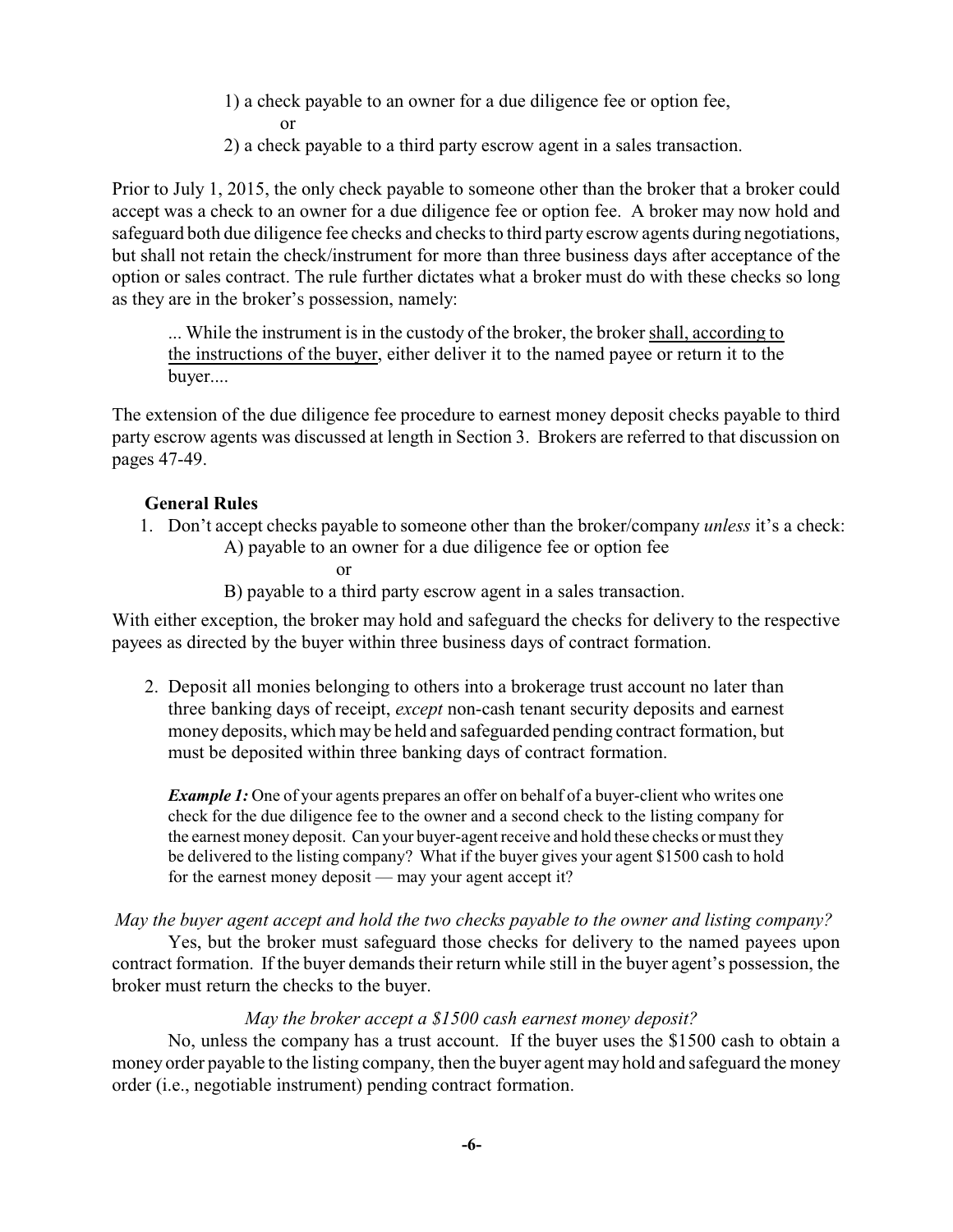1) a check payable to an owner for a due diligence fee or option fee,

or

2) a check payable to a third party escrow agent in a sales transaction.

Prior to July 1, 2015, the only check payable to someone other than the broker that a broker could accept was a check to an owner for a due diligence fee or option fee. A broker may now hold and safeguard both due diligence fee checks and checks to third party escrow agents during negotiations, but shall not retain the check/instrument for more than three business days after acceptance of the option or sales contract. The rule further dictates what a broker must do with these checks so long as they are in the broker's possession, namely:

> ... While the instrument is in the custody of the broker, the broker <u>shall, according to the instructions of the buyer</u>, either deliver it to the named payee or return it to the buyer....

The extension of the due diligence fee procedure to earnest money deposit checks payable to third party escrow agents was discussed at length in Section 3. Brokers are referred to that discussion on pages 47-49.

### General Rules

1. Don't accept checks payable to someone other than the broker/company *unless* it's a check:

   A) payable to an owner for a due diligence fee or option fee

   or

   B) payable to a third party escrow agent in a sales transaction.

With either exception, the broker may hold and safeguard the checks for delivery to the respective payees as directed by the buyer within three business days of contract formation.

2. Deposit all monies belonging to others into a brokerage trust account no later than three banking days of receipt, *except* non-cash tenant security deposits and earnest money deposits, which may be held and safeguarded pending contract formation, but must be deposited within three banking days of contract formation.

   ***Example 1:*** One of your agents prepares an offer on behalf of a buyer-client who writes one check for the due diligence fee to the owner and a second check to the listing company for the earnest money deposit. Can your buyer-agent receive and hold these checks or must they be delivered to the listing company? What if the buyer gives your agent $1500 cash to hold for the earnest money deposit — may your agent accept it?

*May the buyer agent accept and hold the two checks payable to the owner and listing company?*

Yes, but the broker must safeguard those checks for delivery to the named payees upon contract formation. If the buyer demands their return while still in the buyer agent's possession, the broker must return the checks to the buyer.

*May the broker accept a $1500 cash earnest money deposit?*

No, unless the company has a trust account. If the buyer uses the $1500 cash to obtain a money order payable to the listing company, then the buyer agent may hold and safeguard the money order (i.e., negotiable instrument) pending contract formation.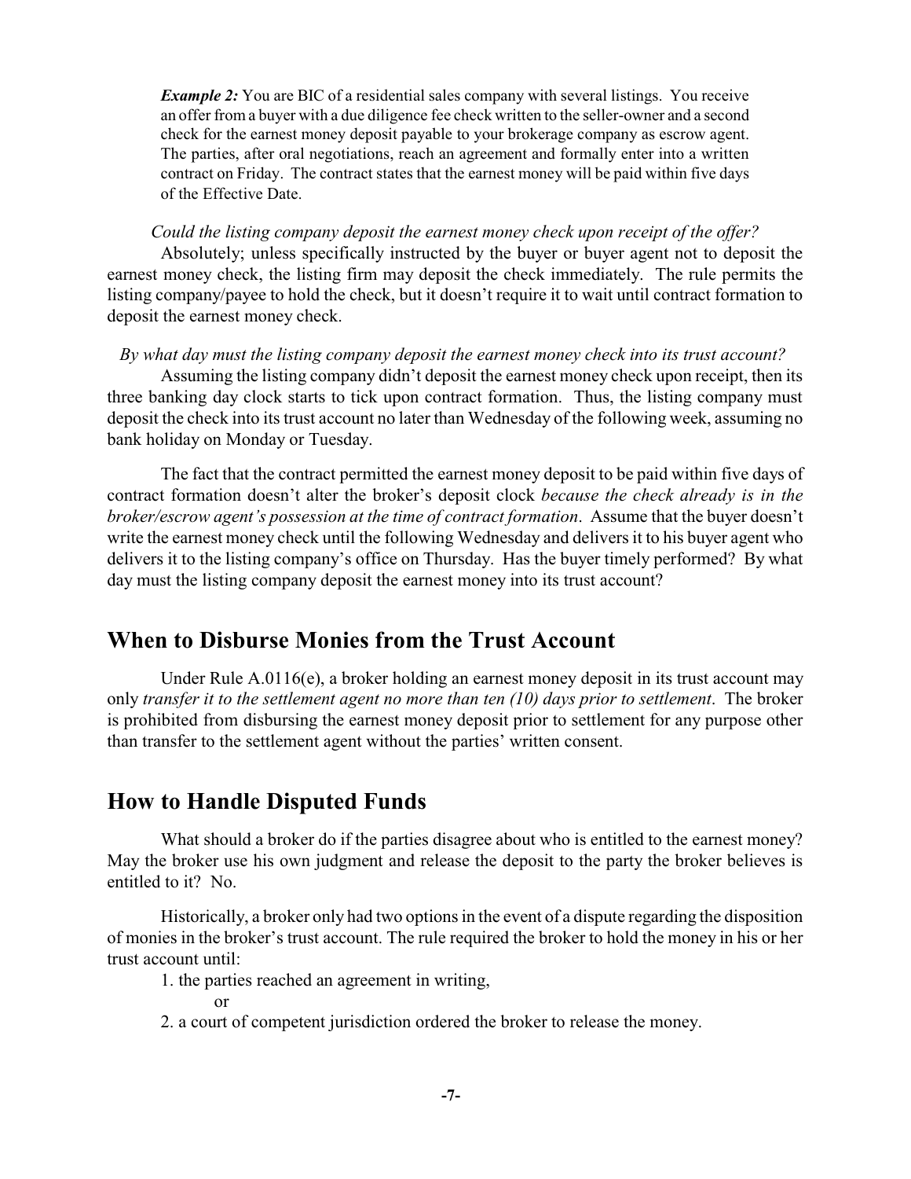> ***Example 2:*** You are BIC of a residential sales company with several listings. You receive an offer from a buyer with a due diligence fee check written to the seller-owner and a second check for the earnest money deposit payable to your brokerage company as escrow agent. The parties, after oral negotiations, reach an agreement and formally enter into a written contract on Friday. The contract states that the earnest money will be paid within five days of the Effective Date.

*Could the listing company deposit the earnest money check upon receipt of the offer?*

Absolutely; unless specifically instructed by the buyer or buyer agent not to deposit the earnest money check, the listing firm may deposit the check immediately. The rule permits the listing company/payee to hold the check, but it doesn't require it to wait until contract formation to deposit the earnest money check.

*By what day must the listing company deposit the earnest money check into its trust account?*

Assuming the listing company didn't deposit the earnest money check upon receipt, then its three banking day clock starts to tick upon contract formation. Thus, the listing company must deposit the check into its trust account no later than Wednesday of the following week, assuming no bank holiday on Monday or Tuesday.

The fact that the contract permitted the earnest money deposit to be paid within five days of contract formation doesn't alter the broker's deposit clock *because the check already is in the broker/escrow agent's possession at the time of contract formation*. Assume that the buyer doesn't write the earnest money check until the following Wednesday and delivers it to his buyer agent who delivers it to the listing company's office on Thursday. Has the buyer timely performed? By what day must the listing company deposit the earnest money into its trust account?

## When to Disburse Monies from the Trust Account

Under Rule A.0116(e), a broker holding an earnest money deposit in its trust account may only *transfer it to the settlement agent no more than ten (10) days prior to settlement*. The broker is prohibited from disbursing the earnest money deposit prior to settlement for any purpose other than transfer to the settlement agent without the parties' written consent.

## How to Handle Disputed Funds

What should a broker do if the parties disagree about who is entitled to the earnest money? May the broker use his own judgment and release the deposit to the party the broker believes is entitled to it? No.

Historically, a broker only had two options in the event of a dispute regarding the disposition of monies in the broker's trust account. The rule required the broker to hold the money in his or her trust account until:

1. the parties reached an agreement in writing,

   or

2. a court of competent jurisdiction ordered the broker to release the money.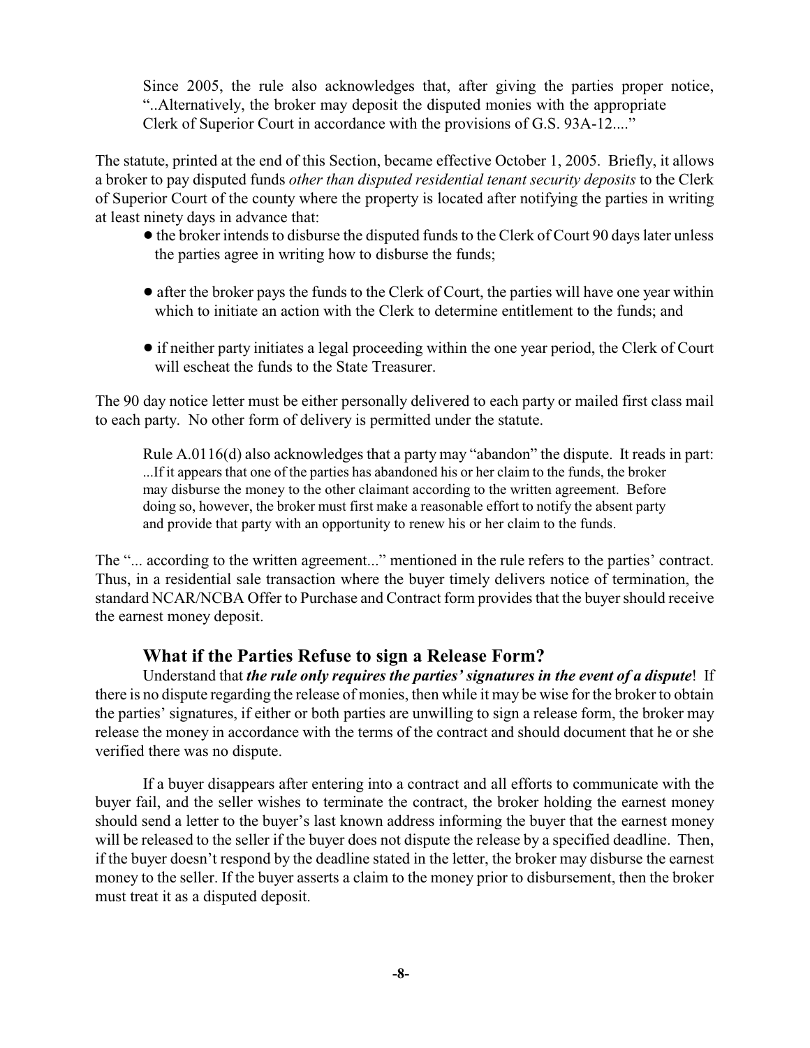Since 2005, the rule also acknowledges that, after giving the parties proper notice, "..Alternatively, the broker may deposit the disputed monies with the appropriate Clerk of Superior Court in accordance with the provisions of G.S. 93A-12...."

The statute, printed at the end of this Section, became effective October 1, 2005. Briefly, it allows a broker to pay disputed funds *other than disputed residential tenant security deposits* to the Clerk of Superior Court of the county where the property is located after notifying the parties in writing at least ninety days in advance that:

- the broker intends to disburse the disputed funds to the Clerk of Court 90 days later unless the parties agree in writing how to disburse the funds;
- after the broker pays the funds to the Clerk of Court, the parties will have one year within which to initiate an action with the Clerk to determine entitlement to the funds; and
- if neither party initiates a legal proceeding within the one year period, the Clerk of Court will escheat the funds to the State Treasurer.

The 90 day notice letter must be either personally delivered to each party or mailed first class mail to each party. No other form of delivery is permitted under the statute.

Rule A.0116(d) also acknowledges that a party may "abandon" the dispute. It reads in part: ...If it appears that one of the parties has abandoned his or her claim to the funds, the broker may disburse the money to the other claimant according to the written agreement. Before doing so, however, the broker must first make a reasonable effort to notify the absent party and provide that party with an opportunity to renew his or her claim to the funds.

The "... according to the written agreement..." mentioned in the rule refers to the parties' contract. Thus, in a residential sale transaction where the buyer timely delivers notice of termination, the standard NCAR/NCBA Offer to Purchase and Contract form provides that the buyer should receive the earnest money deposit.

### What if the Parties Refuse to sign a Release Form?

Understand that ***the rule only requires the parties' signatures in the event of a dispute***! If there is no dispute regarding the release of monies, then while it may be wise for the broker to obtain the parties' signatures, if either or both parties are unwilling to sign a release form, the broker may release the money in accordance with the terms of the contract and should document that he or she verified there was no dispute.

If a buyer disappears after entering into a contract and all efforts to communicate with the buyer fail, and the seller wishes to terminate the contract, the broker holding the earnest money should send a letter to the buyer's last known address informing the buyer that the earnest money will be released to the seller if the buyer does not dispute the release by a specified deadline. Then, if the buyer doesn't respond by the deadline stated in the letter, the broker may disburse the earnest money to the seller. If the buyer asserts a claim to the money prior to disbursement, then the broker must treat it as a disputed deposit.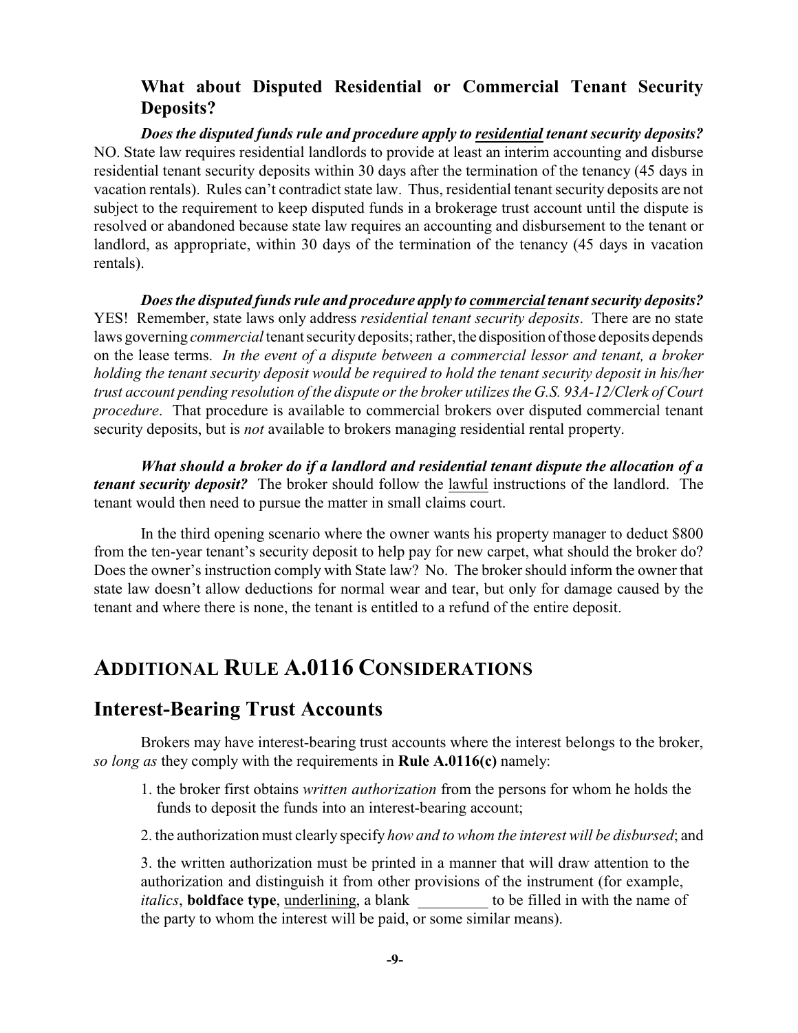### What about Disputed Residential or Commercial Tenant Security Deposits?

***Does the disputed funds rule and procedure apply to <u>residential</u> tenant security deposits?*** NO. State law requires residential landlords to provide at least an interim accounting and disburse residential tenant security deposits within 30 days after the termination of the tenancy (45 days in vacation rentals). Rules can't contradict state law. Thus, residential tenant security deposits are not subject to the requirement to keep disputed funds in a brokerage trust account until the dispute is resolved or abandoned because state law requires an accounting and disbursement to the tenant or landlord, as appropriate, within 30 days of the termination of the tenancy (45 days in vacation rentals).

***Does the disputed funds rule and procedure apply to <u>commercial</u> tenant security deposits?*** YES! Remember, state laws only address *residential tenant security deposits*. There are no state laws governing *commercial* tenant security deposits; rather, the disposition of those deposits depends on the lease terms. *In the event of a dispute between a commercial lessor and tenant, a broker holding the tenant security deposit would be required to hold the tenant security deposit in his/her trust account pending resolution of the dispute or the broker utilizes the G.S. 93A-12/Clerk of Court procedure*. That procedure is available to commercial brokers over disputed commercial tenant security deposits, but is *not* available to brokers managing residential rental property.

***What should a broker do if a landlord and residential tenant dispute the allocation of a tenant security deposit?*** The broker should follow the <u>lawful</u> instructions of the landlord. The tenant would then need to pursue the matter in small claims court.

In the third opening scenario where the owner wants his property manager to deduct $800 from the ten-year tenant's security deposit to help pay for new carpet, what should the broker do? Does the owner's instruction comply with State law? No. The broker should inform the owner that state law doesn't allow deductions for normal wear and tear, but only for damage caused by the tenant and where there is none, the tenant is entitled to a refund of the entire deposit.

## ADDITIONAL RULE A.0116 CONSIDERATIONS

## Interest-Bearing Trust Accounts

Brokers may have interest-bearing trust accounts where the interest belongs to the broker, *so long as* they comply with the requirements in **Rule A.0116(c)** namely:

1. the broker first obtains *written authorization* from the persons for whom he holds the funds to deposit the funds into an interest-bearing account;

2. the authorization must clearly specify *how and to whom the interest will be disbursed*; and

3. the written authorization must be printed in a manner that will draw attention to the authorization and distinguish it from other provisions of the instrument (for example, *italics*, **boldface type**, <u>underlining</u>, a blank _________ to be filled in with the name of the party to whom the interest will be paid, or some similar means).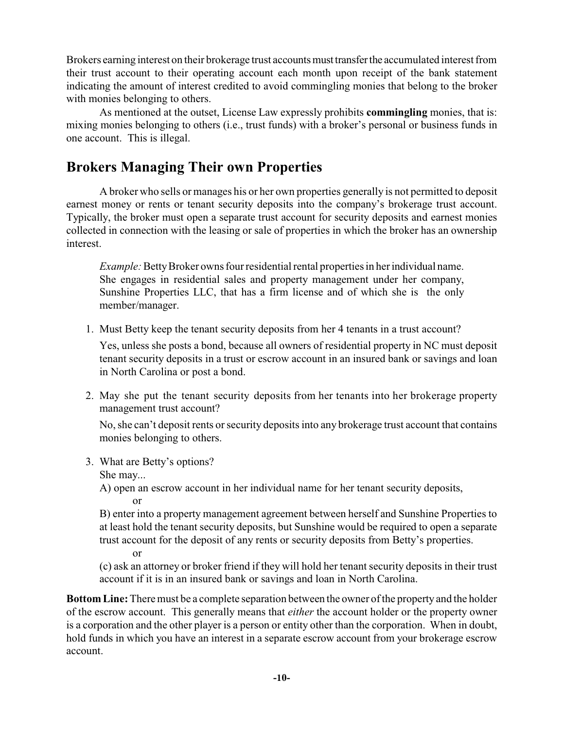Brokers earning interest on their brokerage trust accounts must transfer the accumulated interest from their trust account to their operating account each month upon receipt of the bank statement indicating the amount of interest credited to avoid commingling monies that belong to the broker with monies belonging to others.

As mentioned at the outset, License Law expressly prohibits **commingling** monies, that is: mixing monies belonging to others (i.e., trust funds) with a broker's personal or business funds in one account. This is illegal.

## Brokers Managing Their own Properties

A broker who sells or manages his or her own properties generally is not permitted to deposit earnest money or rents or tenant security deposits into the company's brokerage trust account. Typically, the broker must open a separate trust account for security deposits and earnest monies collected in connection with the leasing or sale of properties in which the broker has an ownership interest.

> *Example:* Betty Broker owns four residential rental properties in her individual name. She engages in residential sales and property management under her company, Sunshine Properties LLC, that has a firm license and of which she is the only member/manager.

1. Must Betty keep the tenant security deposits from her 4 tenants in a trust account?

   Yes, unless she posts a bond, because all owners of residential property in NC must deposit tenant security deposits in a trust or escrow account in an insured bank or savings and loan in North Carolina or post a bond.

2. May she put the tenant security deposits from her tenants into her brokerage property management trust account?

   No, she can't deposit rents or security deposits into any brokerage trust account that contains monies belonging to others.

3. What are Betty's options?

   She may...

   A) open an escrow account in her individual name for her tenant security deposits,

   or

   B) enter into a property management agreement between herself and Sunshine Properties to at least hold the tenant security deposits, but Sunshine would be required to open a separate trust account for the deposit of any rents or security deposits from Betty's properties.

   or

   (c) ask an attorney or broker friend if they will hold her tenant security deposits in their trust account if it is in an insured bank or savings and loan in North Carolina.

**Bottom Line:** There must be a complete separation between the owner of the property and the holder of the escrow account. This generally means that *either* the account holder or the property owner is a corporation and the other player is a person or entity other than the corporation. When in doubt, hold funds in which you have an interest in a separate escrow account from your brokerage escrow account.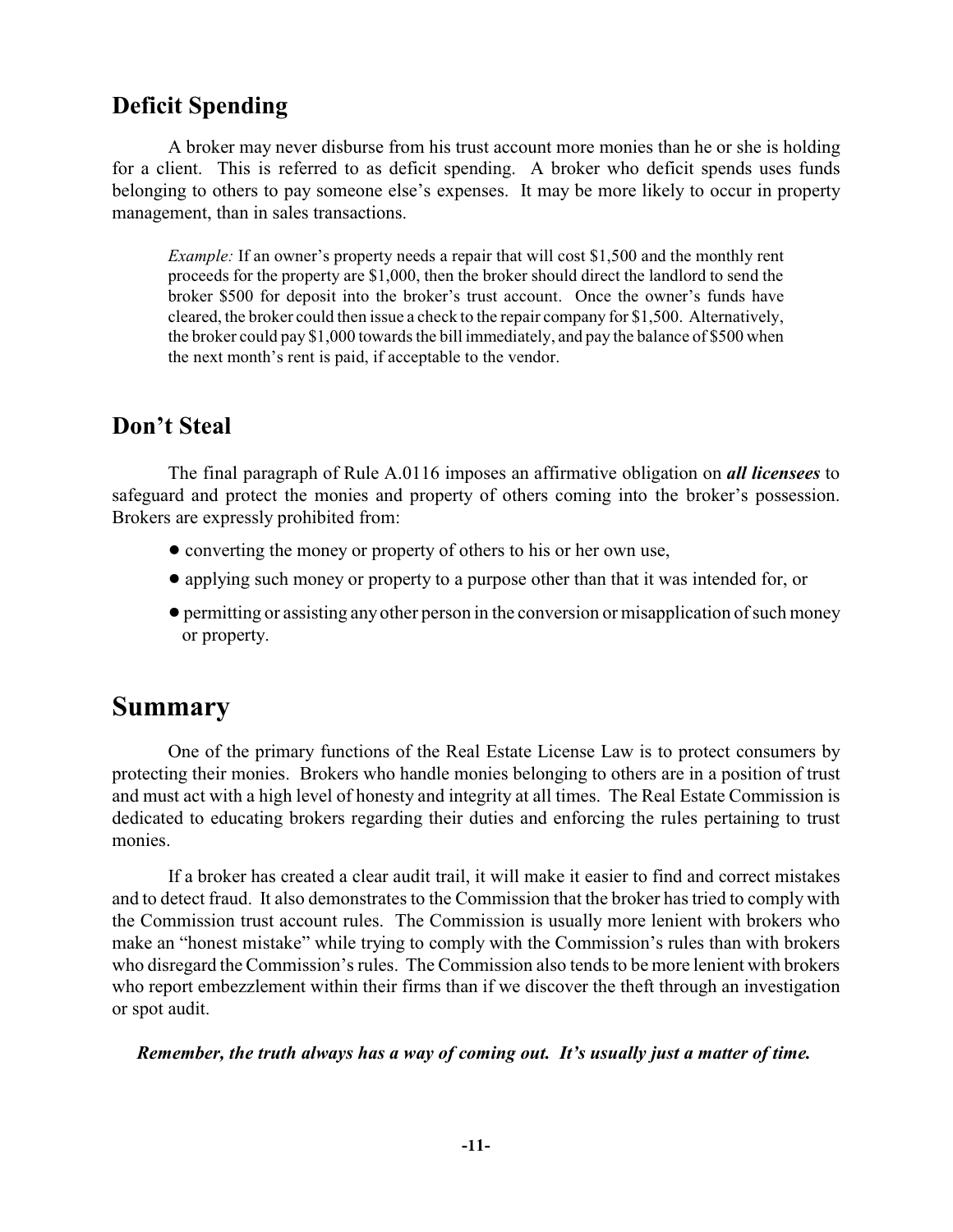## Deficit Spending

A broker may never disburse from his trust account more monies than he or she is holding for a client. This is referred to as deficit spending. A broker who deficit spends uses funds belonging to others to pay someone else's expenses. It may be more likely to occur in property management, than in sales transactions.

> *Example:* If an owner's property needs a repair that will cost $1,500 and the monthly rent proceeds for the property are $1,000, then the broker should direct the landlord to send the broker $500 for deposit into the broker's trust account. Once the owner's funds have cleared, the broker could then issue a check to the repair company for $1,500. Alternatively, the broker could pay $1,000 towards the bill immediately, and pay the balance of $500 when the next month's rent is paid, if acceptable to the vendor.

## Don't Steal

The final paragraph of Rule A.0116 imposes an affirmative obligation on ***all licensees*** to safeguard and protect the monies and property of others coming into the broker's possession. Brokers are expressly prohibited from:

- converting the money or property of others to his or her own use,
- applying such money or property to a purpose other than that it was intended for, or
- permitting or assisting any other person in the conversion or misapplication of such money or property.

# Summary

One of the primary functions of the Real Estate License Law is to protect consumers by protecting their monies. Brokers who handle monies belonging to others are in a position of trust and must act with a high level of honesty and integrity at all times. The Real Estate Commission is dedicated to educating brokers regarding their duties and enforcing the rules pertaining to trust monies.

If a broker has created a clear audit trail, it will make it easier to find and correct mistakes and to detect fraud. It also demonstrates to the Commission that the broker has tried to comply with the Commission trust account rules. The Commission is usually more lenient with brokers who make an "honest mistake" while trying to comply with the Commission's rules than with brokers who disregard the Commission's rules. The Commission also tends to be more lenient with brokers who report embezzlement within their firms than if we discover the theft through an investigation or spot audit.

***Remember, the truth always has a way of coming out. It's usually just a matter of time.***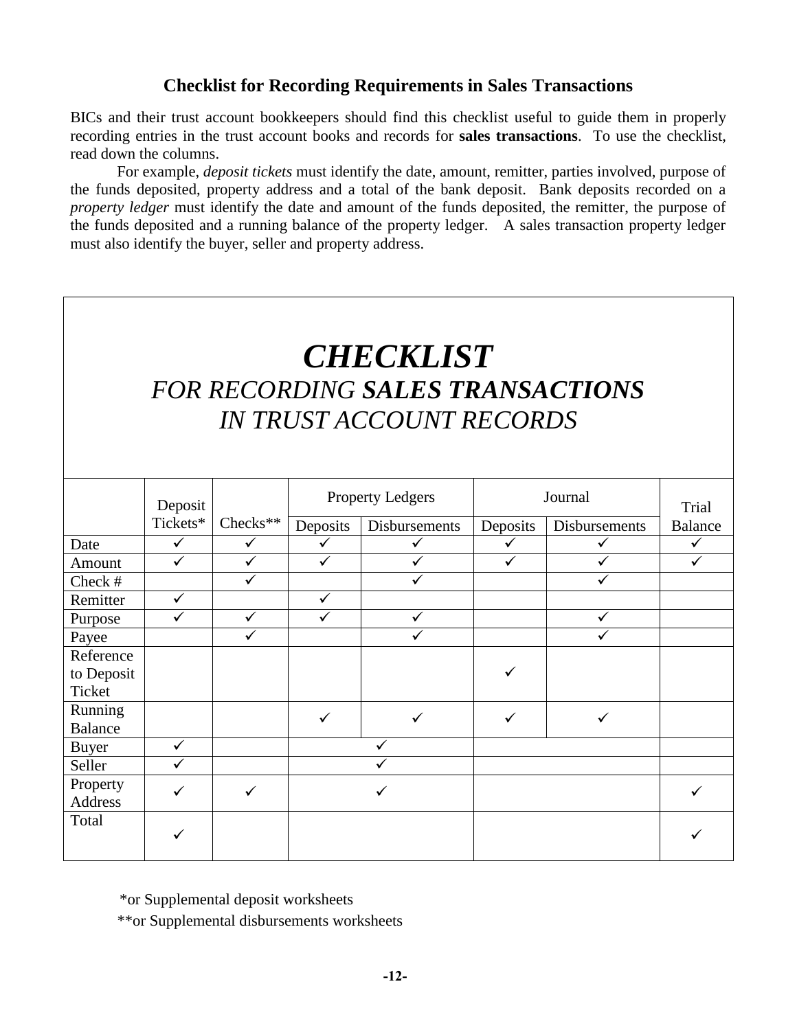## Checklist for Recording Requirements in Sales Transactions

BICs and their trust account bookkeepers should find this checklist useful to guide them in properly recording entries in the trust account books and records for **sales transactions**. To use the checklist, read down the columns.

For example, *deposit tickets* must identify the date, amount, remitter, parties involved, purpose of the funds deposited, property address and a total of the bank deposit. Bank deposits recorded on a *property ledger* must identify the date and amount of the funds deposited, the remitter, the purpose of the funds deposited and a running balance of the property ledger. A sales transaction property ledger must also identify the buyer, seller and property address.

# *CHECKLIST*

## *FOR RECORDING **SALES TRANSACTIONS** IN TRUST ACCOUNT RECORDS*

| | Deposit Tickets* | Checks** | Property Ledgers | | Journal | | Trial Balance |
|---|---|---|---|---|---|---|---|
| | | | Deposits | Disbursements | Deposits | Disbursements | |
| Date | ✓ | ✓ | ✓ | ✓ | ✓ | ✓ | ✓ |
| Amount | ✓ | ✓ | ✓ | ✓ | ✓ | ✓ | ✓ |
| Check # | | ✓ | | ✓ | | ✓ | |
| Remitter | ✓ | | ✓ | | | | |
| Purpose | ✓ | ✓ | ✓ | ✓ | | ✓ | |
| Payee | | ✓ | | ✓ | | ✓ | |
| Reference to Deposit Ticket | | | | | ✓ | | |
| Running Balance | | | ✓ | ✓ | ✓ | ✓ | |
| Buyer | ✓ | | ✓ | | | | |
| Seller | ✓ | | ✓ | | | | |
| Property Address | ✓ | ✓ | ✓ | | | | ✓ |
| Total | ✓ | | | | | | ✓ |

*or Supplemental deposit worksheets

**or Supplemental disbursements worksheets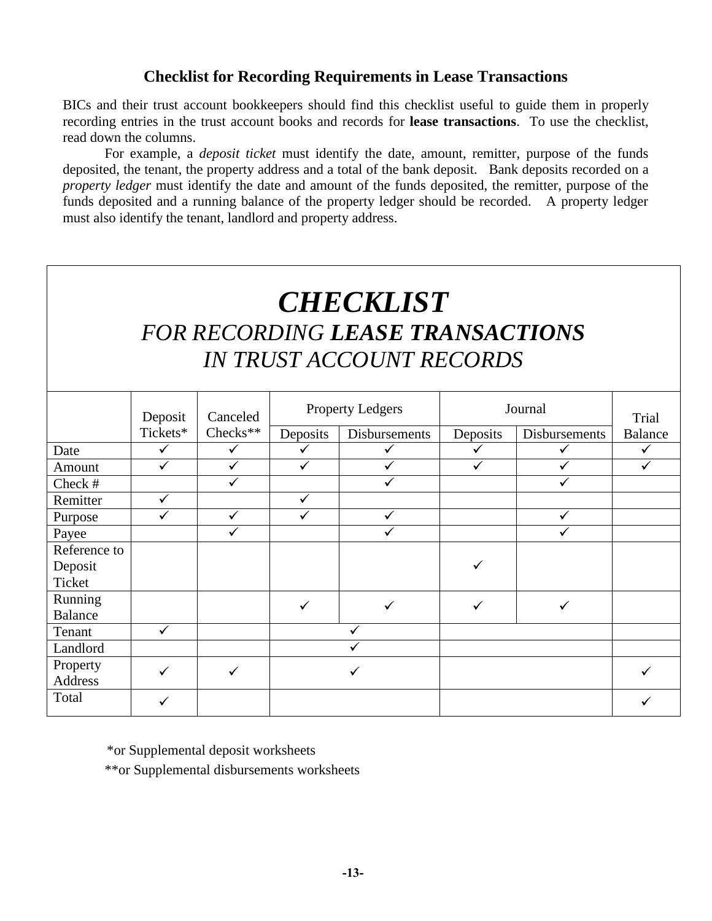## Checklist for Recording Requirements in Lease Transactions

BICs and their trust account bookkeepers should find this checklist useful to guide them in properly recording entries in the trust account books and records for **lease transactions**. To use the checklist, read down the columns.

For example, a *deposit ticket* must identify the date, amount, remitter, purpose of the funds deposited, the tenant, the property address and a total of the bank deposit. Bank deposits recorded on a *property ledger* must identify the date and amount of the funds deposited, the remitter, purpose of the funds deposited and a running balance of the property ledger should be recorded. A property ledger must also identify the tenant, landlord and property address.

# *CHECKLIST*
## *FOR RECORDING **LEASE TRANSACTIONS** IN TRUST ACCOUNT RECORDS*

| | Deposit Tickets* | Canceled Checks** | Property Ledgers | | Journal | | Trial Balance |
|---|---|---|---|---|---|---|---|
| | | | Deposits | Disbursements | Deposits | Disbursements | |
| Date | ✓ | ✓ | ✓ | ✓ | ✓ | ✓ | ✓ |
| Amount | ✓ | ✓ | ✓ | ✓ | ✓ | ✓ | ✓ |
| Check # | | ✓ | | ✓ | | ✓ | |
| Remitter | ✓ | | ✓ | | | | |
| Purpose | ✓ | ✓ | ✓ | ✓ | | ✓ | |
| Payee | | ✓ | | ✓ | | ✓ | |
| Reference to Deposit Ticket | | | | | ✓ | | |
| Running Balance | | | ✓ | ✓ | ✓ | ✓ | |
| Tenant | ✓ | | ✓ | | | | |
| Landlord | | | ✓ | | | | |
| Property Address | ✓ | ✓ | ✓ | | | | ✓ |
| Total | ✓ | | | | | | ✓ |

*or Supplemental deposit worksheets

**or Supplemental disbursements worksheets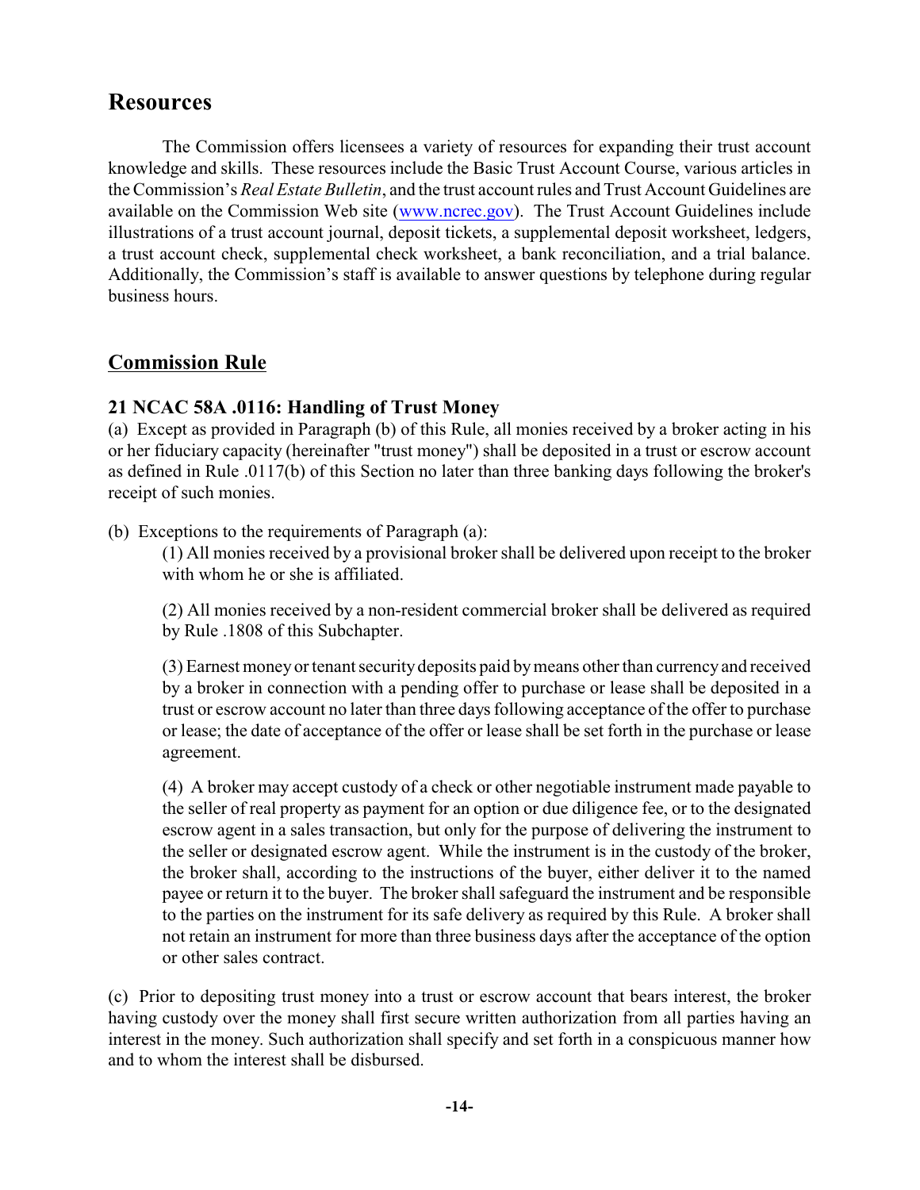## Resources

The Commission offers licensees a variety of resources for expanding their trust account knowledge and skills. These resources include the Basic Trust Account Course, various articles in the Commission's *Real Estate Bulletin*, and the trust account rules and Trust Account Guidelines are available on the Commission Web site (www.ncrec.gov). The Trust Account Guidelines include illustrations of a trust account journal, deposit tickets, a supplemental deposit worksheet, ledgers, a trust account check, supplemental check worksheet, a bank reconciliation, and a trial balance. Additionally, the Commission's staff is available to answer questions by telephone during regular business hours.

## Commission Rule

### 21 NCAC 58A .0116: Handling of Trust Money

(a) Except as provided in Paragraph (b) of this Rule, all monies received by a broker acting in his or her fiduciary capacity (hereinafter "trust money") shall be deposited in a trust or escrow account as defined in Rule .0117(b) of this Section no later than three banking days following the broker's receipt of such monies.

(b) Exceptions to the requirements of Paragraph (a):

(1) All monies received by a provisional broker shall be delivered upon receipt to the broker with whom he or she is affiliated.

(2) All monies received by a non-resident commercial broker shall be delivered as required by Rule .1808 of this Subchapter.

(3) Earnest money or tenant security deposits paid by means other than currency and received by a broker in connection with a pending offer to purchase or lease shall be deposited in a trust or escrow account no later than three days following acceptance of the offer to purchase or lease; the date of acceptance of the offer or lease shall be set forth in the purchase or lease agreement.

(4) A broker may accept custody of a check or other negotiable instrument made payable to the seller of real property as payment for an option or due diligence fee, or to the designated escrow agent in a sales transaction, but only for the purpose of delivering the instrument to the seller or designated escrow agent. While the instrument is in the custody of the broker, the broker shall, according to the instructions of the buyer, either deliver it to the named payee or return it to the buyer. The broker shall safeguard the instrument and be responsible to the parties on the instrument for its safe delivery as required by this Rule. A broker shall not retain an instrument for more than three business days after the acceptance of the option or other sales contract.

(c) Prior to depositing trust money into a trust or escrow account that bears interest, the broker having custody over the money shall first secure written authorization from all parties having an interest in the money. Such authorization shall specify and set forth in a conspicuous manner how and to whom the interest shall be disbursed.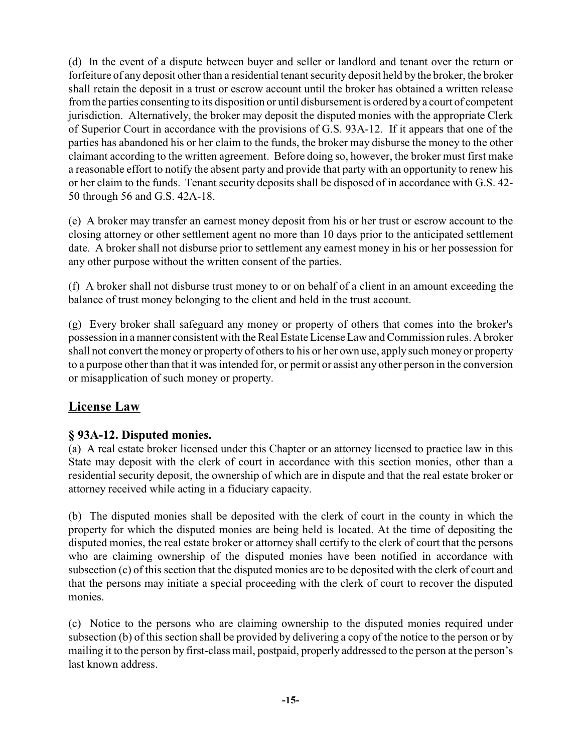(d) In the event of a dispute between buyer and seller or landlord and tenant over the return or forfeiture of any deposit other than a residential tenant security deposit held by the broker, the broker shall retain the deposit in a trust or escrow account until the broker has obtained a written release from the parties consenting to its disposition or until disbursement is ordered by a court of competent jurisdiction. Alternatively, the broker may deposit the disputed monies with the appropriate Clerk of Superior Court in accordance with the provisions of G.S. 93A-12. If it appears that one of the parties has abandoned his or her claim to the funds, the broker may disburse the money to the other claimant according to the written agreement. Before doing so, however, the broker must first make a reasonable effort to notify the absent party and provide that party with an opportunity to renew his or her claim to the funds. Tenant security deposits shall be disposed of in accordance with G.S. 42-50 through 56 and G.S. 42A-18.

(e) A broker may transfer an earnest money deposit from his or her trust or escrow account to the closing attorney or other settlement agent no more than 10 days prior to the anticipated settlement date. A broker shall not disburse prior to settlement any earnest money in his or her possession for any other purpose without the written consent of the parties.

(f) A broker shall not disburse trust money to or on behalf of a client in an amount exceeding the balance of trust money belonging to the client and held in the trust account.

(g) Every broker shall safeguard any money or property of others that comes into the broker's possession in a manner consistent with the Real Estate License Law and Commission rules. A broker shall not convert the money or property of others to his or her own use, apply such money or property to a purpose other than that it was intended for, or permit or assist any other person in the conversion or misapplication of such money or property.

## License Law

### § 93A-12. Disputed monies.

(a) A real estate broker licensed under this Chapter or an attorney licensed to practice law in this State may deposit with the clerk of court in accordance with this section monies, other than a residential security deposit, the ownership of which are in dispute and that the real estate broker or attorney received while acting in a fiduciary capacity.

(b) The disputed monies shall be deposited with the clerk of court in the county in which the property for which the disputed monies are being held is located. At the time of depositing the disputed monies, the real estate broker or attorney shall certify to the clerk of court that the persons who are claiming ownership of the disputed monies have been notified in accordance with subsection (c) of this section that the disputed monies are to be deposited with the clerk of court and that the persons may initiate a special proceeding with the clerk of court to recover the disputed monies.

(c) Notice to the persons who are claiming ownership to the disputed monies required under subsection (b) of this section shall be provided by delivering a copy of the notice to the person or by mailing it to the person by first-class mail, postpaid, properly addressed to the person at the person's last known address.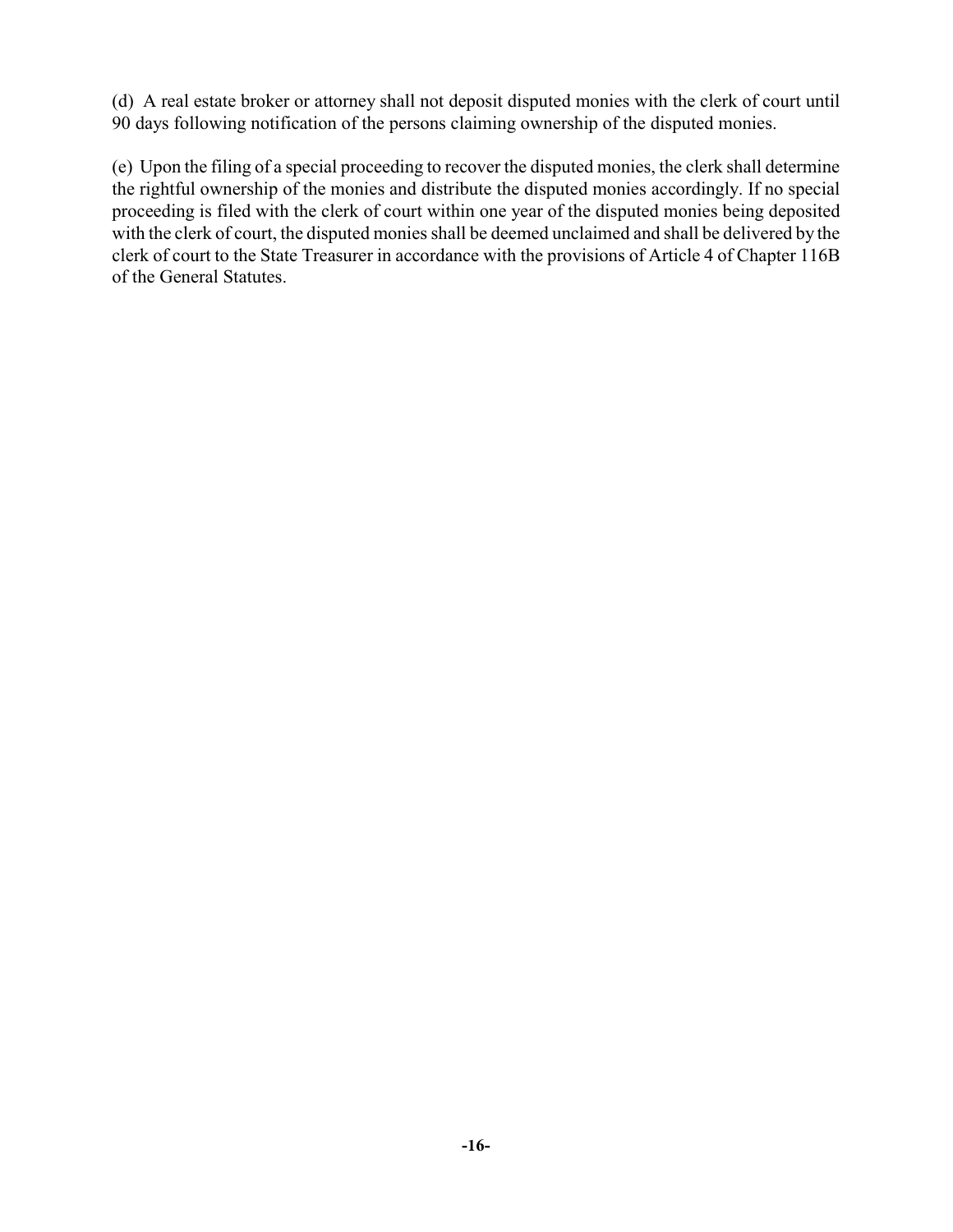(d) A real estate broker or attorney shall not deposit disputed monies with the clerk of court until 90 days following notification of the persons claiming ownership of the disputed monies.

(e) Upon the filing of a special proceeding to recover the disputed monies, the clerk shall determine the rightful ownership of the monies and distribute the disputed monies accordingly. If no special proceeding is filed with the clerk of court within one year of the disputed monies being deposited with the clerk of court, the disputed monies shall be deemed unclaimed and shall be delivered by the clerk of court to the State Treasurer in accordance with the provisions of Article 4 of Chapter 116B of the General Statutes.